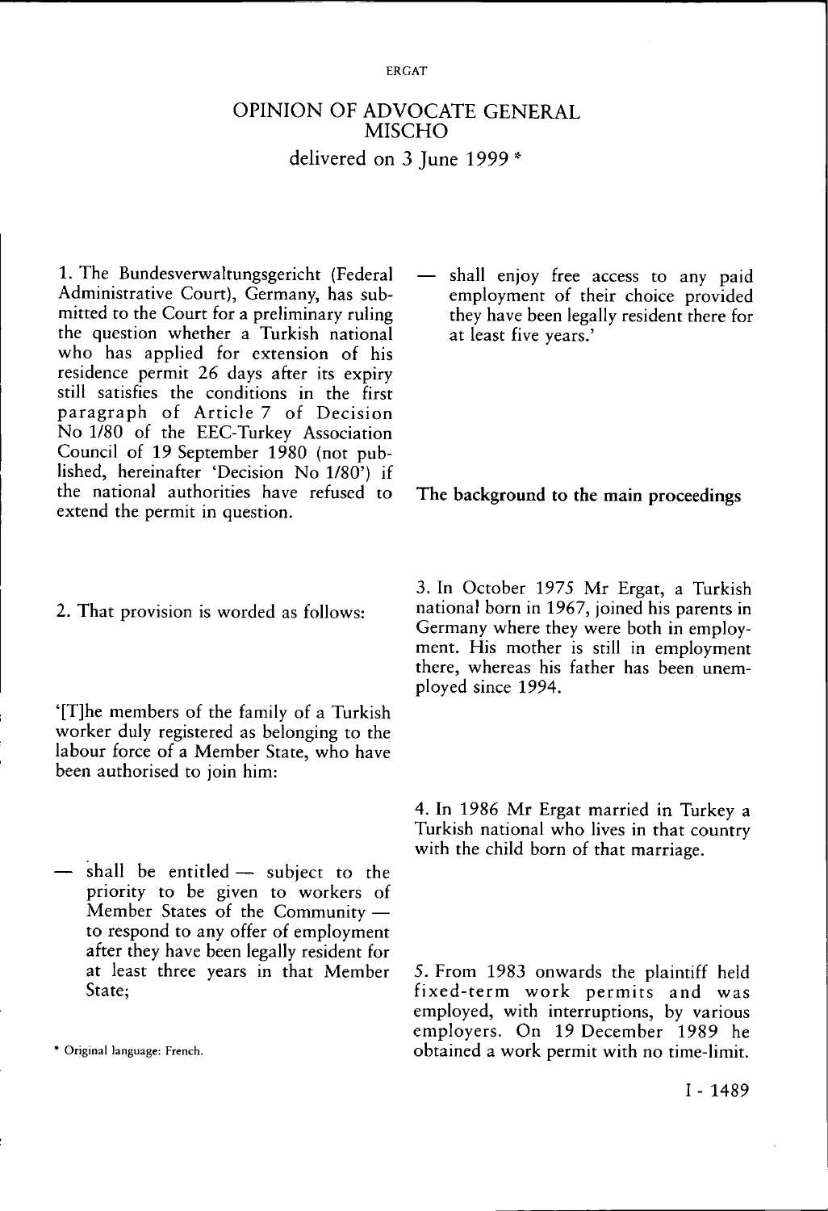# OPINION OF ADVOCATE GENERAL MISCHO

delivered on 3 June 1999 *

1. The Bundesverwaltungsgericht (Federal Administrative Court), Germany, has submitted to the Court for a preliminary ruling the question whether a Turkish national who has applied for extension of his residence permit 26 days after its expiry still satisfies the conditions in the first paragraph of Article 7 of Decision No 1/80 of the EEC-Turkey Association Council of 19 September 1980 (not published, hereinafter 'Decision No 1/80') if the national authorities have refused to extend the permit in question.

2. That provision is worded as follows:

'[T]he members of the family of a Turkish worker duly registered as belonging to the labour force of a Member State, who have been authorised to join him:

— shall be entitled — subject to the priority to be given to workers of Member States of the Community — to respond to any offer of employment after they have been legally resident for at least three years in that Member State;

— shall enjoy free access to any paid employment of their choice provided they have been legally resident there for at least five years.'

## The background to the main proceedings

3. In October 1975 Mr Ergat, a Turkish national born in 1967, joined his parents in Germany where they were both in employment. His mother is still in employment there, whereas his father has been unemployed since 1994.

4. In 1986 Mr Ergat married in Turkey a Turkish national who lives in that country with the child born of that marriage.

5. From 1983 onwards the plaintiff held fixed-term work permits and was employed, with interruptions, by various employers. On 19 December 1989 he obtained a work permit with no time-limit.

\* Original language: French.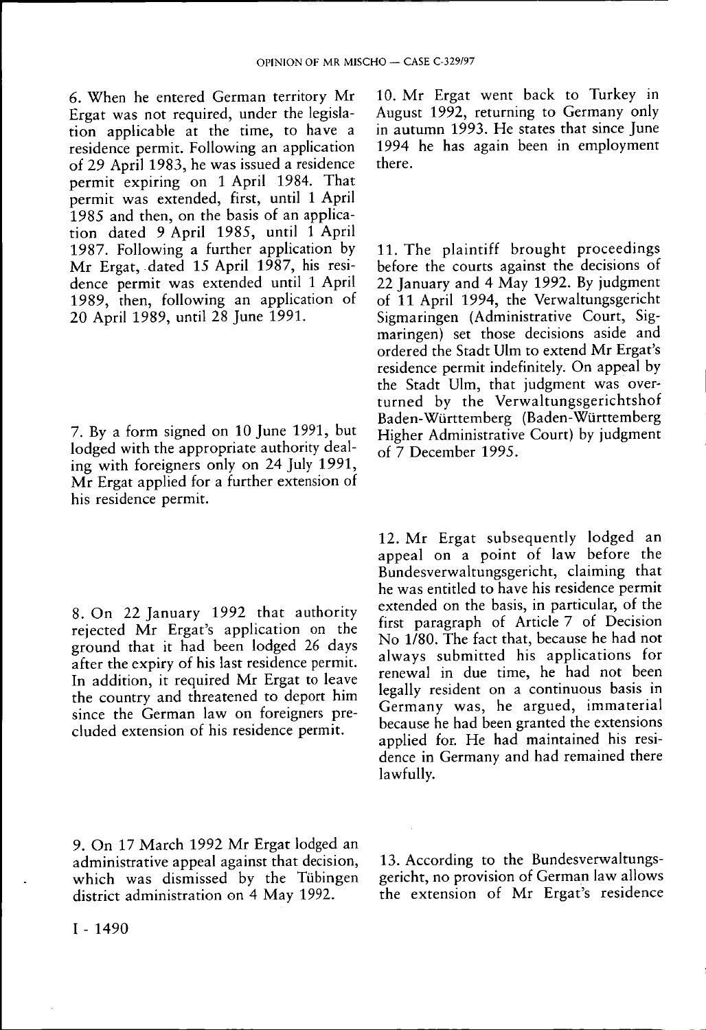6. When he entered German territory Mr Ergat was not required, under the legislation applicable at the time, to have a residence permit. Following an application of 29 April 1983, he was issued a residence permit expiring on 1 April 1984. That permit was extended, first, until 1 April 1985 and then, on the basis of an application dated 9 April 1985, until 1 April 1987. Following a further application by Mr Ergat, dated 15 April 1987, his residence permit was extended until 1 April 1989, then, following an application of 20 April 1989, until 28 June 1991.

7. By a form signed on 10 June 1991, but lodged with the appropriate authority dealing with foreigners only on 24 July 1991, Mr Ergat applied for a further extension of his residence permit.

8. On 22 January 1992 that authority rejected Mr Ergat's application on the ground that it had been lodged 26 days after the expiry of his last residence permit. In addition, it required Mr Ergat to leave the country and threatened to deport him since the German law on foreigners precluded extension of his residence permit.

9. On 17 March 1992 Mr Ergat lodged an administrative appeal against that decision, which was dismissed by the Tübingen district administration on 4 May 1992.

10. Mr Ergat went back to Turkey in August 1992, returning to Germany only in autumn 1993. He states that since June 1994 he has again been in employment there.

11. The plaintiff brought proceedings before the courts against the decisions of 22 January and 4 May 1992. By judgment of 11 April 1994, the Verwaltungsgericht Sigmaringen (Administrative Court, Sigmaringen) set those decisions aside and ordered the Stadt Ulm to extend Mr Ergat's residence permit indefinitely. On appeal by the Stadt Ulm, that judgment was overturned by the Verwaltungsgerichtshof Baden-Württemberg (Baden-Württemberg Higher Administrative Court) by judgment of 7 December 1995.

12. Mr Ergat subsequently lodged an appeal on a point of law before the Bundesverwaltungsgericht, claiming that he was entitled to have his residence permit extended on the basis, in particular, of the first paragraph of Article 7 of Decision No 1/80. The fact that, because he had not always submitted his applications for renewal in due time, he had not been legally resident on a continuous basis in Germany was, he argued, immaterial because he had been granted the extensions applied for. He had maintained his residence in Germany and had remained there lawfully.

13. According to the Bundesverwaltungsgericht, no provision of German law allows the extension of Mr Ergat's residence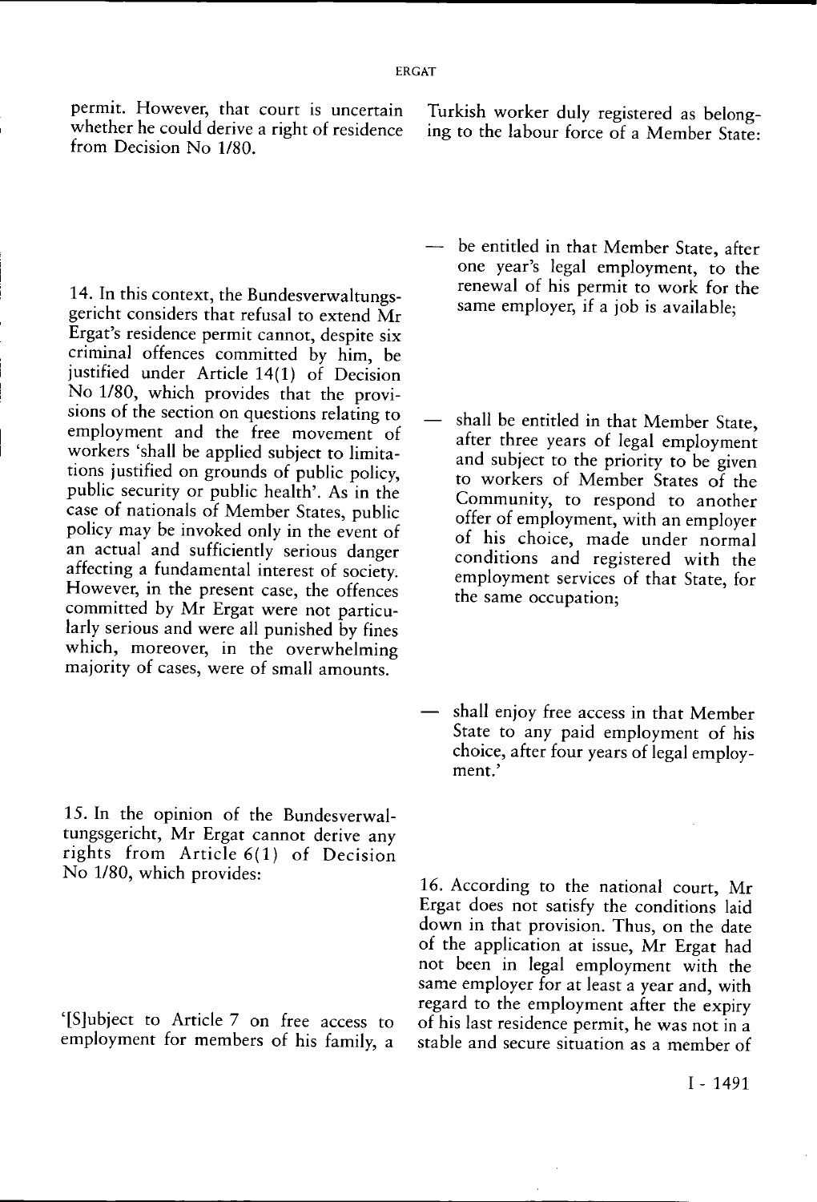permit. However, that court is uncertain whether he could derive a right of residence from Decision No 1/80.

14. In this context, the Bundesverwaltungsgericht considers that refusal to extend Mr Ergat's residence permit cannot, despite six criminal offences committed by him, be justified under Article 14(1) of Decision No 1/80, which provides that the provisions of the section on questions relating to employment and the free movement of workers 'shall be applied subject to limitations justified on grounds of public policy, public security or public health'. As in the case of nationals of Member States, public policy may be invoked only in the event of an actual and sufficiently serious danger affecting a fundamental interest of society. However, in the present case, the offences committed by Mr Ergat were not particularly serious and were all punished by fines which, moreover, in the overwhelming majority of cases, were of small amounts.

15. In the opinion of the Bundesverwaltungsgericht, Mr Ergat cannot derive any rights from Article 6(1) of Decision No 1/80, which provides:

'[S]ubject to Article 7 on free access to employment for members of his family, a Turkish worker duly registered as belonging to the labour force of a Member State:

— be entitled in that Member State, after one year's legal employment, to the renewal of his permit to work for the same employer, if a job is available;

— shall be entitled in that Member State, after three years of legal employment and subject to the priority to be given to workers of Member States of the Community, to respond to another offer of employment, with an employer of his choice, made under normal conditions and registered with the employment services of that State, for the same occupation;

— shall enjoy free access in that Member State to any paid employment of his choice, after four years of legal employment.'

16. According to the national court, Mr Ergat does not satisfy the conditions laid down in that provision. Thus, on the date of the application at issue, Mr Ergat had not been in legal employment with the same employer for at least a year and, with regard to the employment after the expiry of his last residence permit, he was not in a stable and secure situation as a member of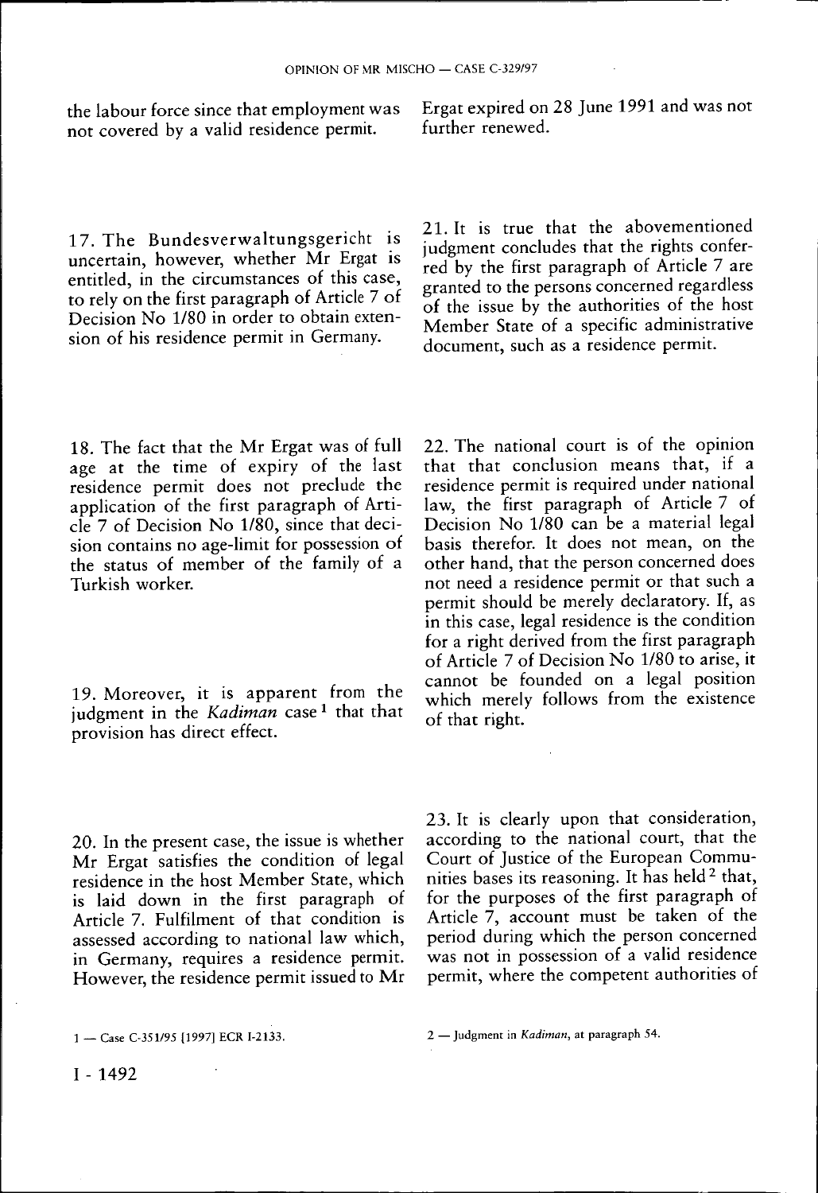the labour force since that employment was not covered by a valid residence permit.

17. The Bundesverwaltungsgericht is uncertain, however, whether Mr Ergat is entitled, in the circumstances of this case, to rely on the first paragraph of Article 7 of Decision No 1/80 in order to obtain extension of his residence permit in Germany.

18. The fact that the Mr Ergat was of full age at the time of expiry of the last residence permit does not preclude the application of the first paragraph of Article 7 of Decision No 1/80, since that decision contains no age-limit for possession of the status of member of the family of a Turkish worker.

19. Moreover, it is apparent from the judgment in the *Kadiman* case [1] that that provision has direct effect.

20. In the present case, the issue is whether Mr Ergat satisfies the condition of legal residence in the host Member State, which is laid down in the first paragraph of Article 7. Fulfilment of that condition is assessed according to national law which, in Germany, requires a residence permit. However, the residence permit issued to Mr Ergat expired on 28 June 1991 and was not further renewed.

21. It is true that the abovementioned judgment concludes that the rights conferred by the first paragraph of Article 7 are granted to the persons concerned regardless of the issue by the authorities of the host Member State of a specific administrative document, such as a residence permit.

22. The national court is of the opinion that that conclusion means that, if a residence permit is required under national law, the first paragraph of Article 7 of Decision No 1/80 can be a material legal basis therefor. It does not mean, on the other hand, that the person concerned does not need a residence permit or that such a permit should be merely declaratory. If, as in this case, legal residence is the condition for a right derived from the first paragraph of Article 7 of Decision No 1/80 to arise, it cannot be founded on a legal position which merely follows from the existence of that right.

23. It is clearly upon that consideration, according to the national court, that the Court of Justice of the European Communities bases its reasoning. It has held [2] that, for the purposes of the first paragraph of Article 7, account must be taken of the period during which the person concerned was not in possession of a valid residence permit, where the competent authorities of

1 — Case C-351/95 [1997] ECR I-2133.

2 — Judgment in *Kadiman*, at paragraph 54.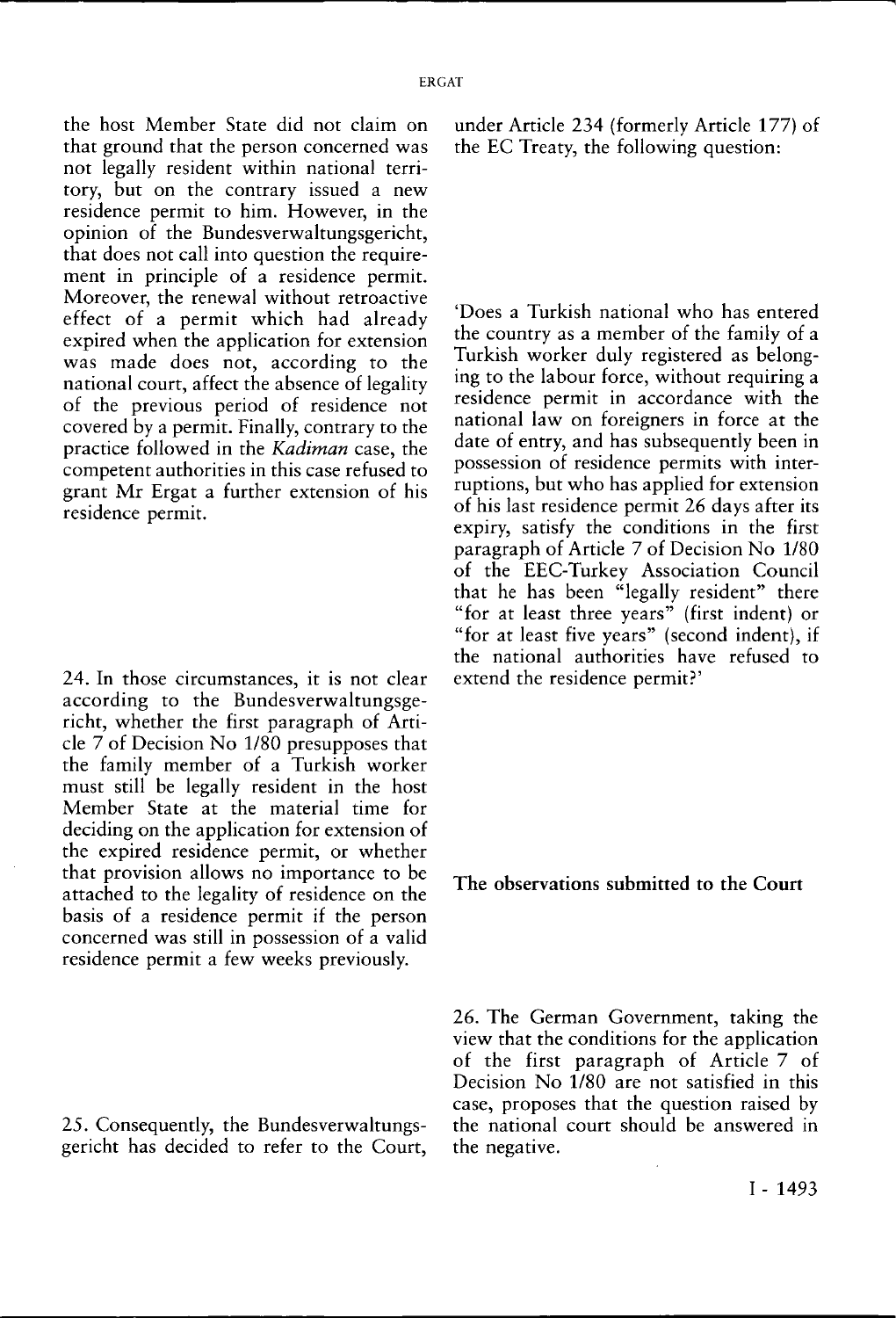the host Member State did not claim on that ground that the person concerned was not legally resident within national territory, but on the contrary issued a new residence permit to him. However, in the opinion of the Bundesverwaltungsgericht, that does not call into question the requirement in principle of a residence permit. Moreover, the renewal without retroactive effect of a permit which had already expired when the application for extension was made does not, according to the national court, affect the absence of legality of the previous period of residence not covered by a permit. Finally, contrary to the practice followed in the *Kadiman* case, the competent authorities in this case refused to grant Mr Ergat a further extension of his residence permit.

24. In those circumstances, it is not clear according to the Bundesverwaltungsgericht, whether the first paragraph of Article 7 of Decision No 1/80 presupposes that the family member of a Turkish worker must still be legally resident in the host Member State at the material time for deciding on the application for extension of the expired residence permit, or whether that provision allows no importance to be attached to the legality of residence on the basis of a residence permit if the person concerned was still in possession of a valid residence permit a few weeks previously.

25. Consequently, the Bundesverwaltungsgericht has decided to refer to the Court, under Article 234 (formerly Article 177) of the EC Treaty, the following question:

'Does a Turkish national who has entered the country as a member of the family of a Turkish worker duly registered as belonging to the labour force, without requiring a residence permit in accordance with the national law on foreigners in force at the date of entry, and has subsequently been in possession of residence permits with interruptions, but who has applied for extension of his last residence permit 26 days after its expiry, satisfy the conditions in the first paragraph of Article 7 of Decision No 1/80 of the EEC-Turkey Association Council that he has been "legally resident" there "for at least three years" (first indent) or "for at least five years" (second indent), if the national authorities have refused to extend the residence permit?'

## The observations submitted to the Court

26. The German Government, taking the view that the conditions for the application of the first paragraph of Article 7 of Decision No 1/80 are not satisfied in this case, proposes that the question raised by the national court should be answered in the negative.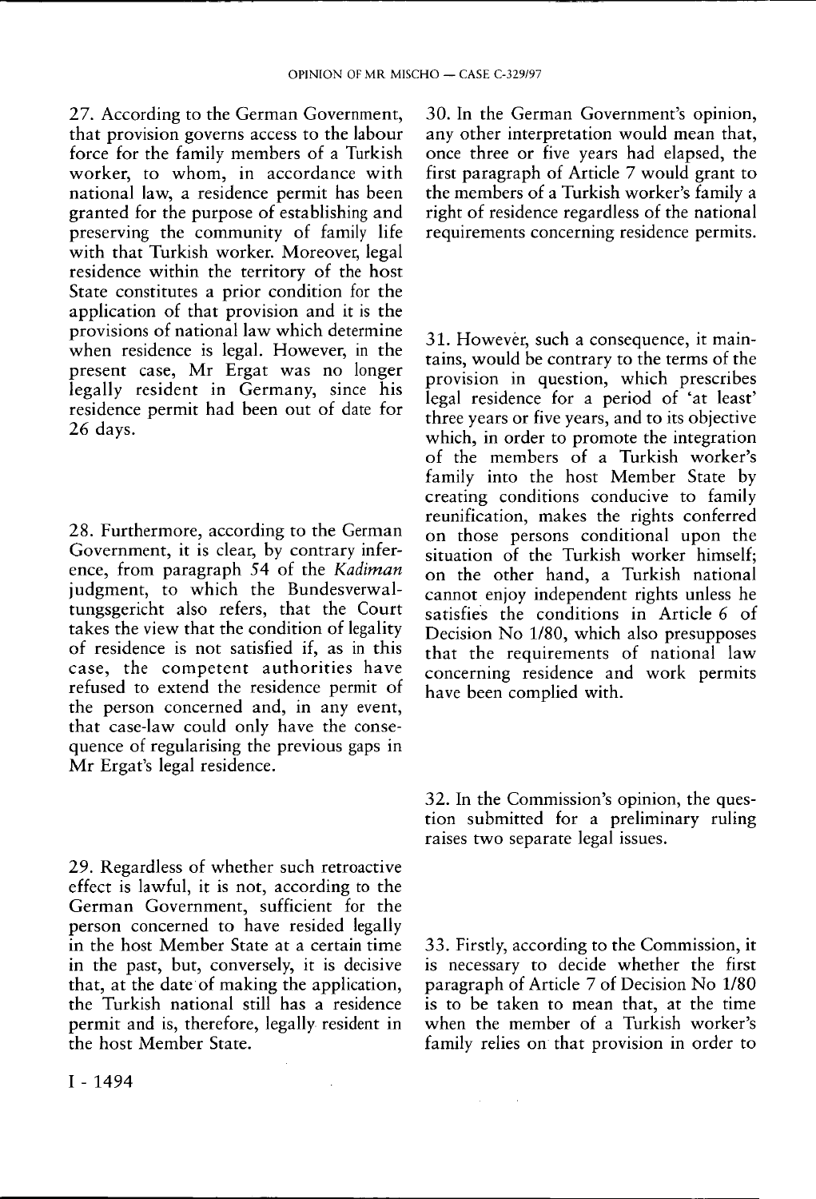27. According to the German Government, that provision governs access to the labour force for the family members of a Turkish worker, to whom, in accordance with national law, a residence permit has been granted for the purpose of establishing and preserving the community of family life with that Turkish worker. Moreover, legal residence within the territory of the host State constitutes a prior condition for the application of that provision and it is the provisions of national law which determine when residence is legal. However, in the present case, Mr Ergat was no longer legally resident in Germany, since his residence permit had been out of date for 26 days.

28. Furthermore, according to the German Government, it is clear, by contrary inference, from paragraph 54 of the *Kadiman* judgment, to which the Bundesverwaltungsgericht also refers, that the Court takes the view that the condition of legality of residence is not satisfied if, as in this case, the competent authorities have refused to extend the residence permit of the person concerned and, in any event, that case-law could only have the consequence of regularising the previous gaps in Mr Ergat's legal residence.

29. Regardless of whether such retroactive effect is lawful, it is not, according to the German Government, sufficient for the person concerned to have resided legally in the host Member State at a certain time in the past, but, conversely, it is decisive that, at the date of making the application, the Turkish national still has a residence permit and is, therefore, legally resident in the host Member State.

30. In the German Government's opinion, any other interpretation would mean that, once three or five years had elapsed, the first paragraph of Article 7 would grant to the members of a Turkish worker's family a right of residence regardless of the national requirements concerning residence permits.

31. However, such a consequence, it maintains, would be contrary to the terms of the provision in question, which prescribes legal residence for a period of 'at least' three years or five years, and to its objective which, in order to promote the integration of the members of a Turkish worker's family into the host Member State by creating conditions conducive to family reunification, makes the rights conferred on those persons conditional upon the situation of the Turkish worker himself; on the other hand, a Turkish national cannot enjoy independent rights unless he satisfies the conditions in Article 6 of Decision No 1/80, which also presupposes that the requirements of national law concerning residence and work permits have been complied with.

32. In the Commission's opinion, the question submitted for a preliminary ruling raises two separate legal issues.

33. Firstly, according to the Commission, it is necessary to decide whether the first paragraph of Article 7 of Decision No 1/80 is to be taken to mean that, at the time when the member of a Turkish worker's family relies on that provision in order to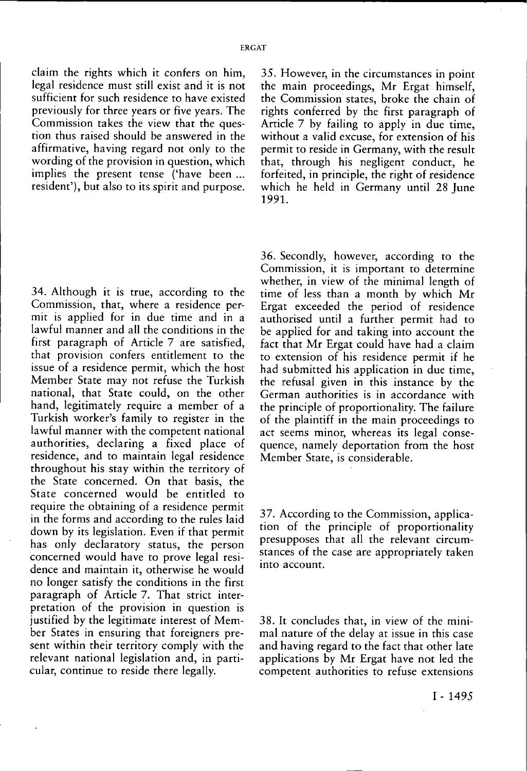claim the rights which it confers on him, legal residence must still exist and it is not sufficient for such residence to have existed previously for three years or five years. The Commission takes the view that the question thus raised should be answered in the affirmative, having regard not only to the wording of the provision in question, which implies the present tense ('have been ... resident'), but also to its spirit and purpose.

34. Although it is true, according to the Commission, that, where a residence permit is applied for in due time and in a lawful manner and all the conditions in the first paragraph of Article 7 are satisfied, that provision confers entitlement to the issue of a residence permit, which the host Member State may not refuse the Turkish national, that State could, on the other hand, legitimately require a member of a Turkish worker's family to register in the lawful manner with the competent national authorities, declaring a fixed place of residence, and to maintain legal residence throughout his stay within the territory of the State concerned. On that basis, the State concerned would be entitled to require the obtaining of a residence permit in the forms and according to the rules laid down by its legislation. Even if that permit has only declaratory status, the person concerned would have to prove legal residence and maintain it, otherwise he would no longer satisfy the conditions in the first paragraph of Article 7. That strict interpretation of the provision in question is justified by the legitimate interest of Member States in ensuring that foreigners present within their territory comply with the relevant national legislation and, in particular, continue to reside there legally.

35. However, in the circumstances in point the main proceedings, Mr Ergat himself, the Commission states, broke the chain of rights conferred by the first paragraph of Article 7 by failing to apply in due time, without a valid excuse, for extension of his permit to reside in Germany, with the result that, through his negligent conduct, he forfeited, in principle, the right of residence which he held in Germany until 28 June 1991.

36. Secondly, however, according to the Commission, it is important to determine whether, in view of the minimal length of time of less than a month by which Mr Ergat exceeded the period of residence authorised until a further permit had to be applied for and taking into account the fact that Mr Ergat could have had a claim to extension of his residence permit if he had submitted his application in due time, the refusal given in this instance by the German authorities is in accordance with the principle of proportionality. The failure of the plaintiff in the main proceedings to act seems minor, whereas its legal consequence, namely deportation from the host Member State, is considerable.

37. According to the Commission, application of the principle of proportionality presupposes that all the relevant circumstances of the case are appropriately taken into account.

38. It concludes that, in view of the minimal nature of the delay at issue in this case and having regard to the fact that other late applications by Mr Ergat have not led the competent authorities to refuse extensions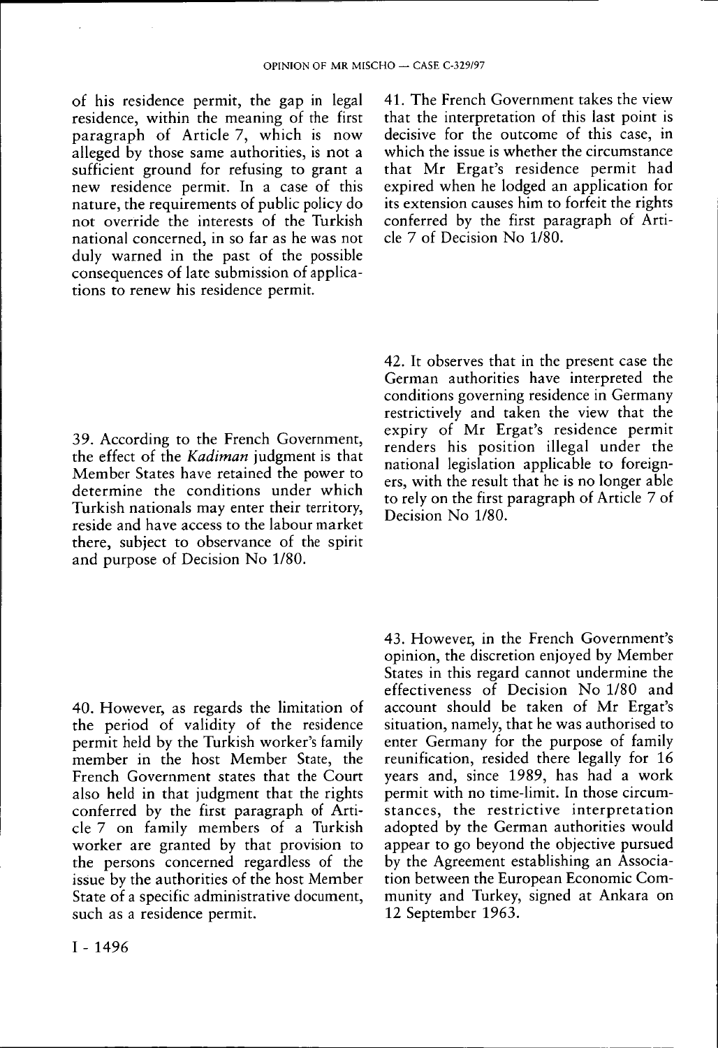of his residence permit, the gap in legal residence, within the meaning of the first paragraph of Article 7, which is now alleged by those same authorities, is not a sufficient ground for refusing to grant a new residence permit. In a case of this nature, the requirements of public policy do not override the interests of the Turkish national concerned, in so far as he was not duly warned in the past of the possible consequences of late submission of applications to renew his residence permit.

39. According to the French Government, the effect of the *Kadiman* judgment is that Member States have retained the power to determine the conditions under which Turkish nationals may enter their territory, reside and have access to the labour market there, subject to observance of the spirit and purpose of Decision No 1/80.

40. However, as regards the limitation of the period of validity of the residence permit held by the Turkish worker's family member in the host Member State, the French Government states that the Court also held in that judgment that the rights conferred by the first paragraph of Article 7 on family members of a Turkish worker are granted by that provision to the persons concerned regardless of the issue by the authorities of the host Member State of a specific administrative document, such as a residence permit.

41. The French Government takes the view that the interpretation of this last point is decisive for the outcome of this case, in which the issue is whether the circumstance that Mr Ergat's residence permit had expired when he lodged an application for its extension causes him to forfeit the rights conferred by the first paragraph of Article 7 of Decision No 1/80.

42. It observes that in the present case the German authorities have interpreted the conditions governing residence in Germany restrictively and taken the view that the expiry of Mr Ergat's residence permit renders his position illegal under the national legislation applicable to foreigners, with the result that he is no longer able to rely on the first paragraph of Article 7 of Decision No 1/80.

43. However, in the French Government's opinion, the discretion enjoyed by Member States in this regard cannot undermine the effectiveness of Decision No 1/80 and account should be taken of Mr Ergat's situation, namely, that he was authorised to enter Germany for the purpose of family reunification, resided there legally for 16 years and, since 1989, has had a work permit with no time-limit. In those circumstances, the restrictive interpretation adopted by the German authorities would appear to go beyond the objective pursued by the Agreement establishing an Association between the European Economic Community and Turkey, signed at Ankara on 12 September 1963.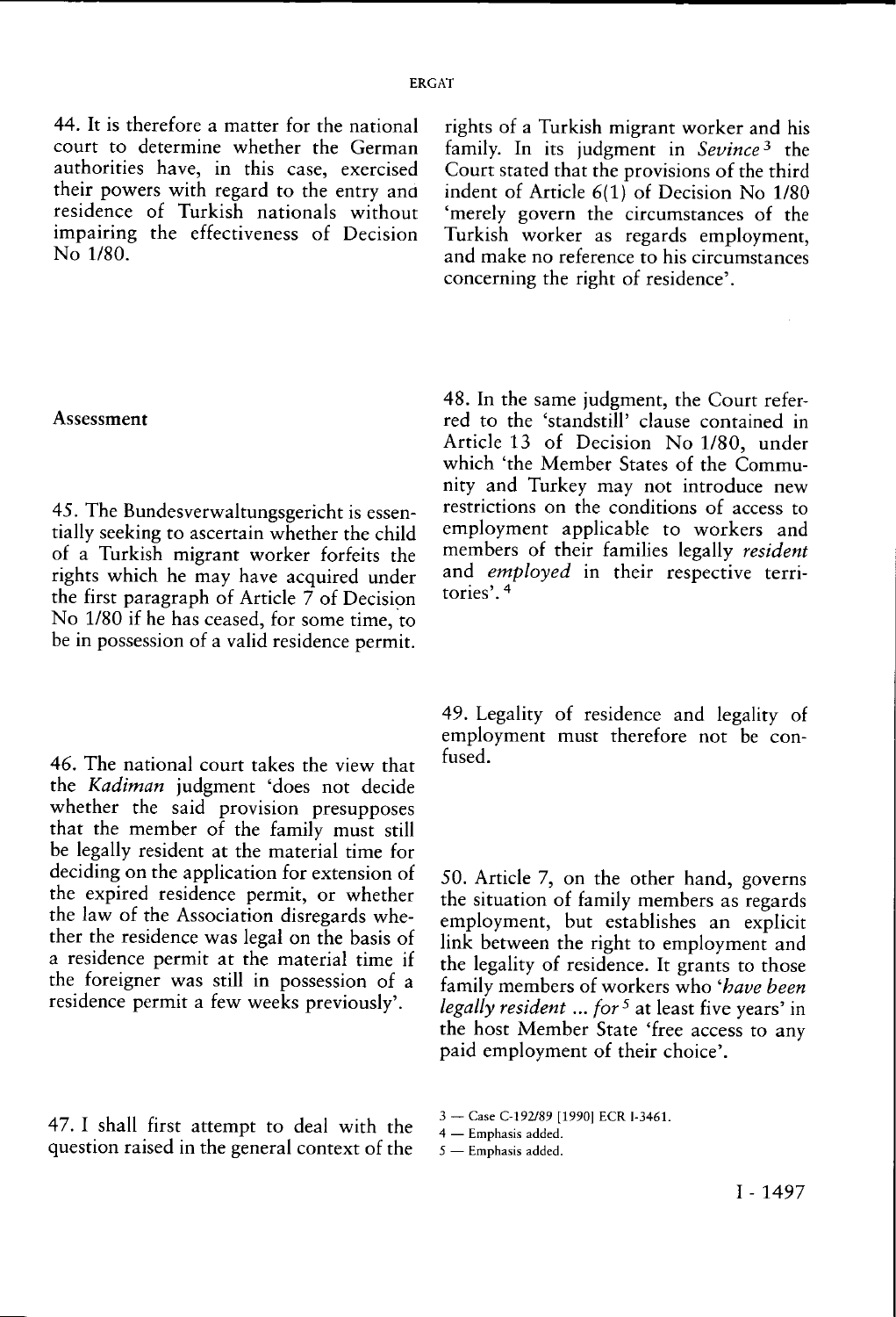44. It is therefore a matter for the national court to determine whether the German authorities have, in this case, exercised their powers with regard to the entry and residence of Turkish nationals without impairing the effectiveness of Decision No 1/80.

## Assessment

45. The Bundesverwaltungsgericht is essentially seeking to ascertain whether the child of a Turkish migrant worker forfeits the rights which he may have acquired under the first paragraph of Article 7 of Decision No 1/80 if he has ceased, for some time, to be in possession of a valid residence permit.

46. The national court takes the view that the *Kadiman* judgment 'does not decide whether the said provision presupposes that the member of the family must still be legally resident at the material time for deciding on the application for extension of the expired residence permit, or whether the law of the Association disregards whether the residence was legal on the basis of a residence permit at the material time if the foreigner was still in possession of a residence permit a few weeks previously'.

47. I shall first attempt to deal with the question raised in the general context of the rights of a Turkish migrant worker and his family. In its judgment in *Sevince*[3] the Court stated that the provisions of the third indent of Article 6(1) of Decision No 1/80 'merely govern the circumstances of the Turkish worker as regards employment, and make no reference to his circumstances concerning the right of residence'.

48. In the same judgment, the Court referred to the 'standstill' clause contained in Article 13 of Decision No 1/80, under which 'the Member States of the Community and Turkey may not introduce new restrictions on the conditions of access to employment applicable to workers and members of their families legally *resident* and *employed* in their respective territories'.[4]

49. Legality of residence and legality of employment must therefore not be confused.

50. Article 7, on the other hand, governs the situation of family members as regards employment, but establishes an explicit link between the right to employment and the legality of residence. It grants to those family members of workers who '*have been legally resident ... for*[5] at least five years' in the host Member State 'free access to any paid employment of their choice'.

3 — Case C-192/89 [1990] ECR I-3461.

4 — Emphasis added.

5 — Emphasis added.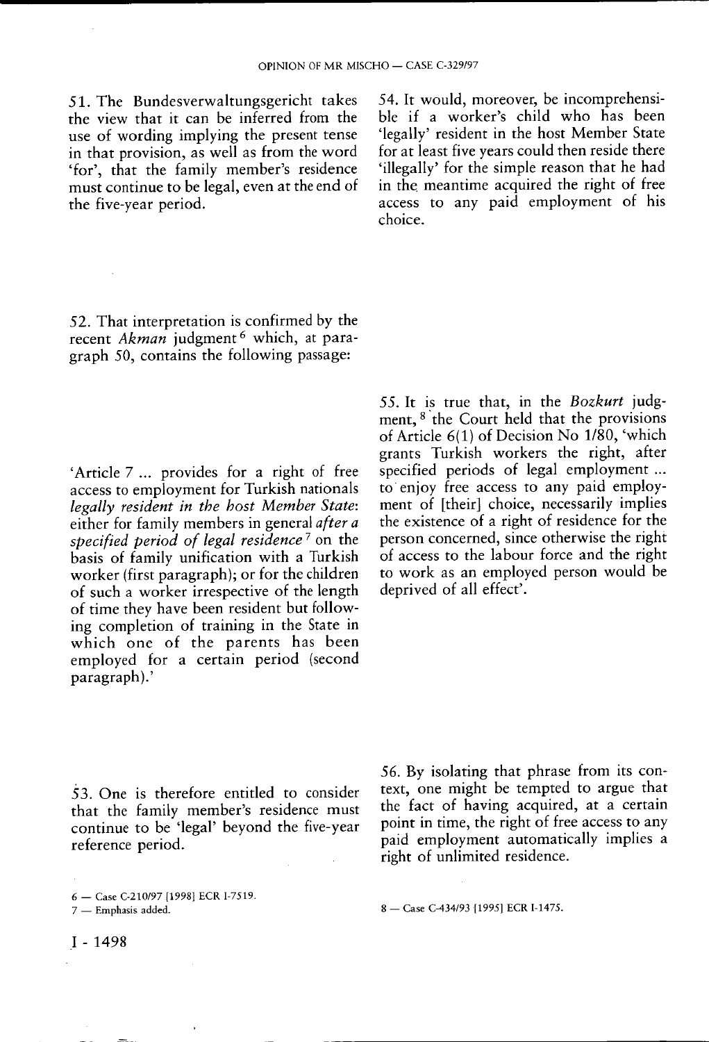51. The Bundesverwaltungsgericht takes the view that it can be inferred from the use of wording implying the present tense in that provision, as well as from the word 'for', that the family member's residence must continue to be legal, even at the end of the five-year period.

52. That interpretation is confirmed by the recent *Akman* judgment [6] which, at paragraph 50, contains the following passage:

'Article 7 ... provides for a right of free access to employment for Turkish nationals *legally resident in the host Member State*: either for family members in general *after a specified period of legal residence* [7] on the basis of family unification with a Turkish worker (first paragraph); or for the children of such a worker irrespective of the length of time they have been resident but following completion of training in the State in which one of the parents has been employed for a certain period (second paragraph).'

53. One is therefore entitled to consider that the family member's residence must continue to be 'legal' beyond the five-year reference period.

54. It would, moreover, be incomprehensible if a worker's child who has been 'legally' resident in the host Member State for at least five years could then reside there 'illegally' for the simple reason that he had in the meantime acquired the right of free access to any paid employment of his choice.

55. It is true that, in the *Bozkurt* judgment, [8] the Court held that the provisions of Article 6(1) of Decision No 1/80, 'which grants Turkish workers the right, after specified periods of legal employment ... to enjoy free access to any paid employment of [their] choice, necessarily implies the existence of a right of residence for the person concerned, since otherwise the right of access to the labour force and the right to work as an employed person would be deprived of all effect'.

56. By isolating that phrase from its context, one might be tempted to argue that the fact of having acquired, at a certain point in time, the right of free access to any paid employment automatically implies a right of unlimited residence.

6 — Case C-210/97 [1998] ECR I-7519.

7 — Emphasis added.

8 — Case C-434/93 [1995] ECR I-1475.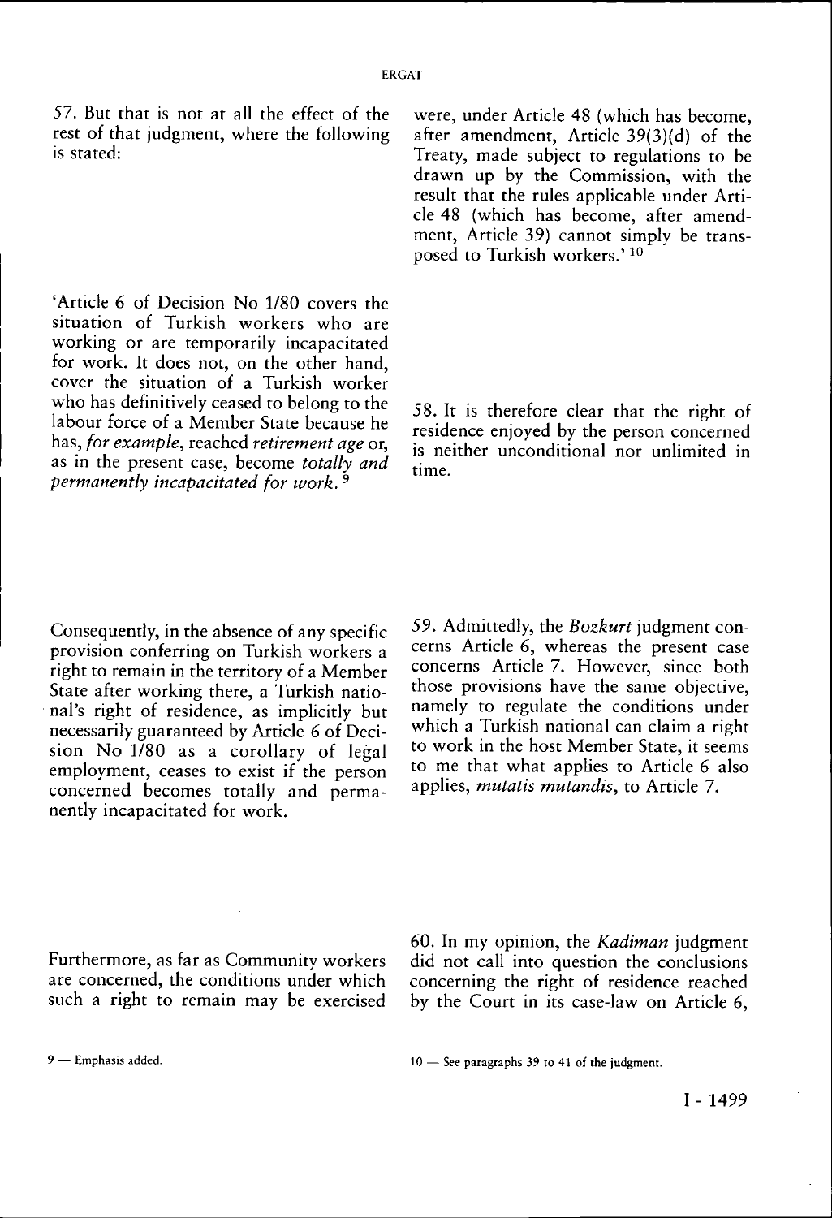57. But that is not at all the effect of the rest of that judgment, where the following is stated:

'Article 6 of Decision No 1/80 covers the situation of Turkish workers who are working or are temporarily incapacitated for work. It does not, on the other hand, cover the situation of a Turkish worker who has definitively ceased to belong to the labour force of a Member State because he has, *for example*, reached *retirement age* or, as in the present case, become *totally and permanently incapacitated for work.* [9]

Consequently, in the absence of any specific provision conferring on Turkish workers a right to remain in the territory of a Member State after working there, a Turkish national's right of residence, as implicitly but necessarily guaranteed by Article 6 of Decision No 1/80 as a corollary of legal employment, ceases to exist if the person concerned becomes totally and permanently incapacitated for work.

Furthermore, as far as Community workers are concerned, the conditions under which such a right to remain may be exercised were, under Article 48 (which has become, after amendment, Article 39(3)(d) of the Treaty, made subject to regulations to be drawn up by the Commission, with the result that the rules applicable under Article 48 (which has become, after amendment, Article 39) cannot simply be transposed to Turkish workers.' [10]

58. It is therefore clear that the right of residence enjoyed by the person concerned is neither unconditional nor unlimited in time.

59. Admittedly, the *Bozkurt* judgment concerns Article 6, whereas the present case concerns Article 7. However, since both those provisions have the same objective, namely to regulate the conditions under which a Turkish national can claim a right to work in the host Member State, it seems to me that what applies to Article 6 also applies, *mutatis mutandis*, to Article 7.

60. In my opinion, the *Kadiman* judgment did not call into question the conclusions concerning the right of residence reached by the Court in its case-law on Article 6,

9 — Emphasis added.

10 — See paragraphs 39 to 41 of the judgment.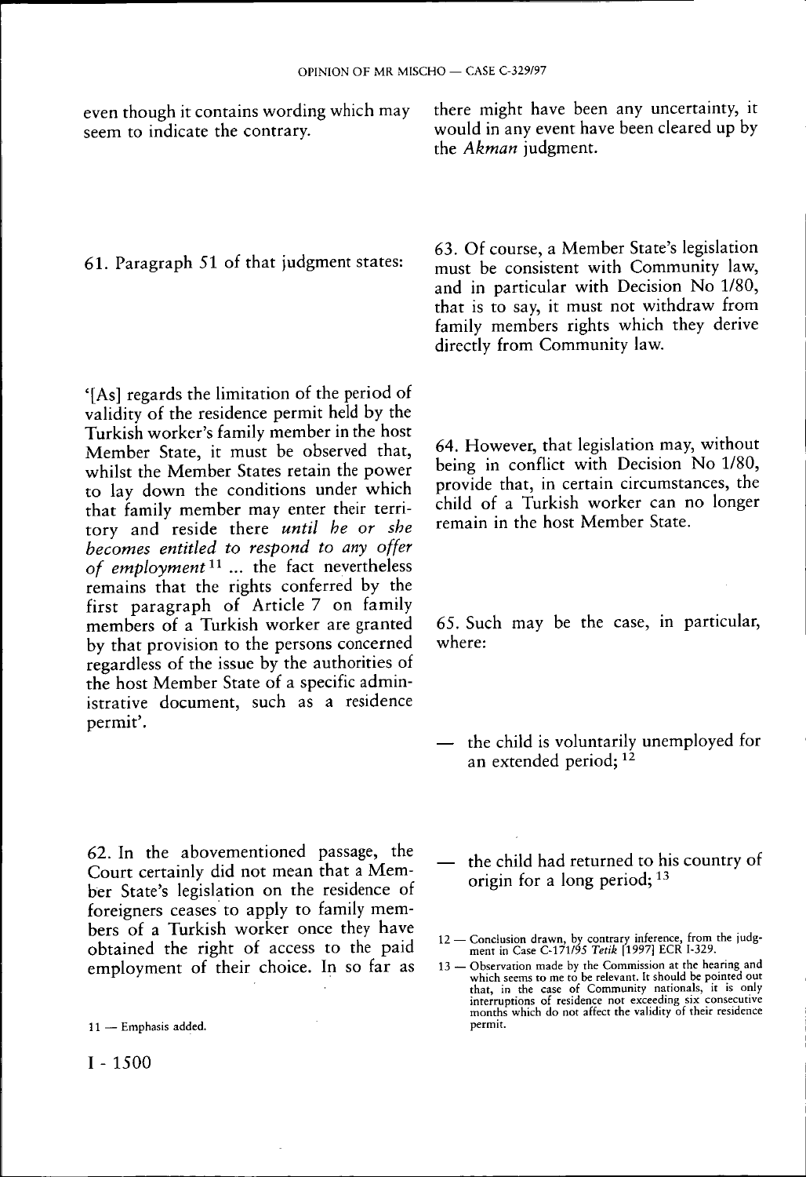even though it contains wording which may seem to indicate the contrary.

61. Paragraph 51 of that judgment states:

'[As] regards the limitation of the period of validity of the residence permit held by the Turkish worker's family member in the host Member State, it must be observed that, whilst the Member States retain the power to lay down the conditions under which that family member may enter their territory and reside there *until he or she becomes entitled to respond to any offer of employment*[11] ... the fact nevertheless remains that the rights conferred by the first paragraph of Article 7 on family members of a Turkish worker are granted by that provision to the persons concerned regardless of the issue by the authorities of the host Member State of a specific administrative document, such as a residence permit'.

62. In the abovementioned passage, the Court certainly did not mean that a Member State's legislation on the residence of foreigners ceases to apply to family members of a Turkish worker once they have obtained the right of access to the paid employment of their choice. In so far as there might have been any uncertainty, it would in any event have been cleared up by the *Akman* judgment.

63. Of course, a Member State's legislation must be consistent with Community law, and in particular with Decision No 1/80, that is to say, it must not withdraw from family members rights which they derive directly from Community law.

64. However, that legislation may, without being in conflict with Decision No 1/80, provide that, in certain circumstances, the child of a Turkish worker can no longer remain in the host Member State.

65. Such may be the case, in particular, where:

— the child is voluntarily unemployed for an extended period;[12]

— the child had returned to his country of origin for a long period;[13]

11 — Emphasis added.

12 — Conclusion drawn, by contrary inference, from the judgment in Case C-171/95 *Tetik* [1997] ECR I-329.

13 — Observation made by the Commission at the hearing and which seems to me to be relevant. It should be pointed out that, in the case of Community nationals, it is only interruptions of residence not exceeding six consecutive months which do not affect the validity of their residence permit.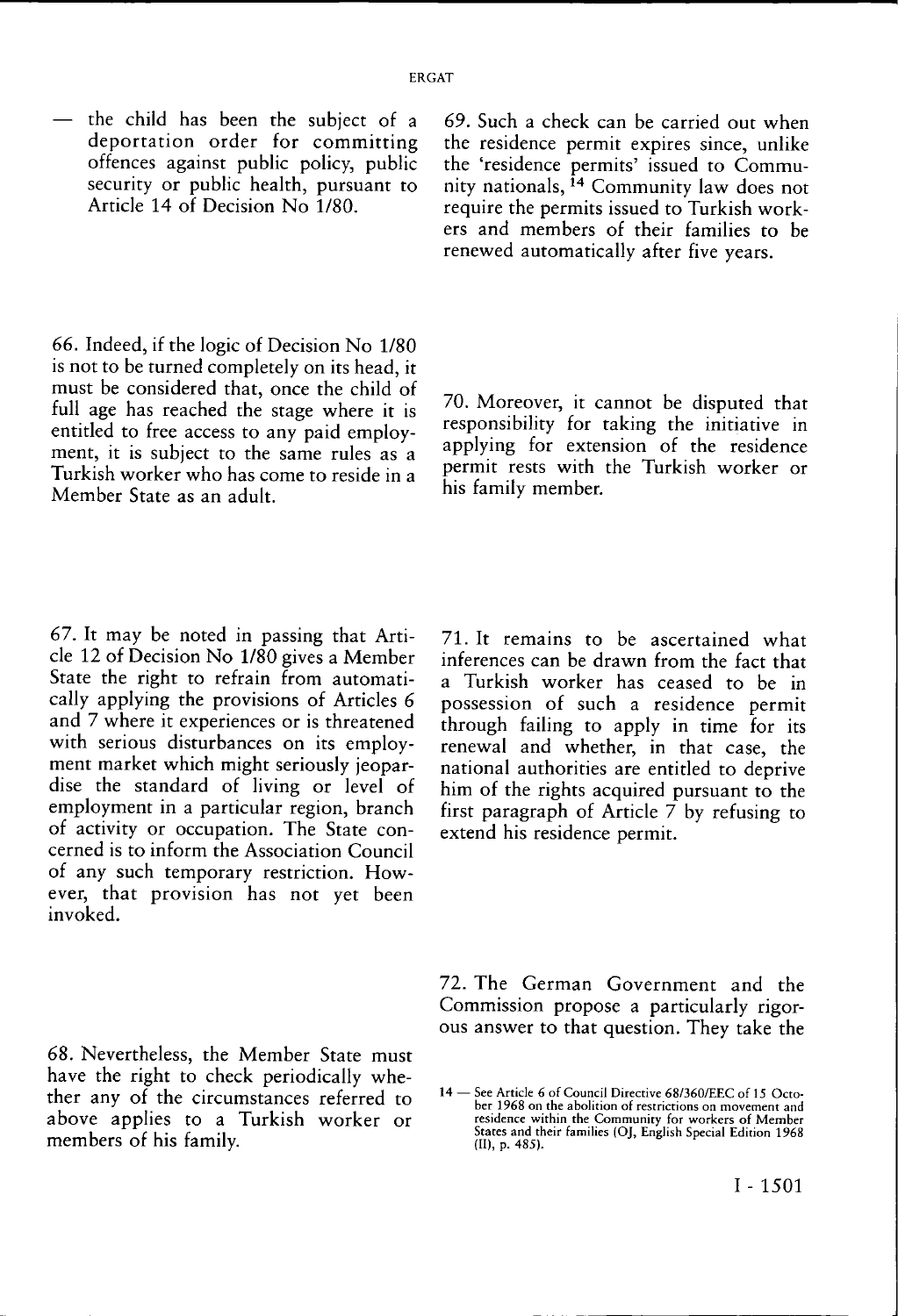— the child has been the subject of a deportation order for committing offences against public policy, public security or public health, pursuant to Article 14 of Decision No 1/80.

66. Indeed, if the logic of Decision No 1/80 is not to be turned completely on its head, it must be considered that, once the child of full age has reached the stage where it is entitled to free access to any paid employment, it is subject to the same rules as a Turkish worker who has come to reside in a Member State as an adult.

67. It may be noted in passing that Article 12 of Decision No 1/80 gives a Member State the right to refrain from automatically applying the provisions of Articles 6 and 7 where it experiences or is threatened with serious disturbances on its employment market which might seriously jeopardise the standard of living or level of employment in a particular region, branch of activity or occupation. The State concerned is to inform the Association Council of any such temporary restriction. However, that provision has not yet been invoked.

68. Nevertheless, the Member State must have the right to check periodically whether any of the circumstances referred to above applies to a Turkish worker or members of his family.

69. Such a check can be carried out when the residence permit expires since, unlike the 'residence permits' issued to Community nationals, [14] Community law does not require the permits issued to Turkish workers and members of their families to be renewed automatically after five years.

70. Moreover, it cannot be disputed that responsibility for taking the initiative in applying for extension of the residence permit rests with the Turkish worker or his family member.

71. It remains to be ascertained what inferences can be drawn from the fact that a Turkish worker has ceased to be in possession of such a residence permit through failing to apply in time for its renewal and whether, in that case, the national authorities are entitled to deprive him of the rights acquired pursuant to the first paragraph of Article 7 by refusing to extend his residence permit.

72. The German Government and the Commission propose a particularly rigorous answer to that question. They take the

14 — See Article 6 of Council Directive 68/360/EEC of 15 October 1968 on the abolition of restrictions on movement and residence within the Community for workers of Member States and their families (OJ, English Special Edition 1968 (II), p. 485).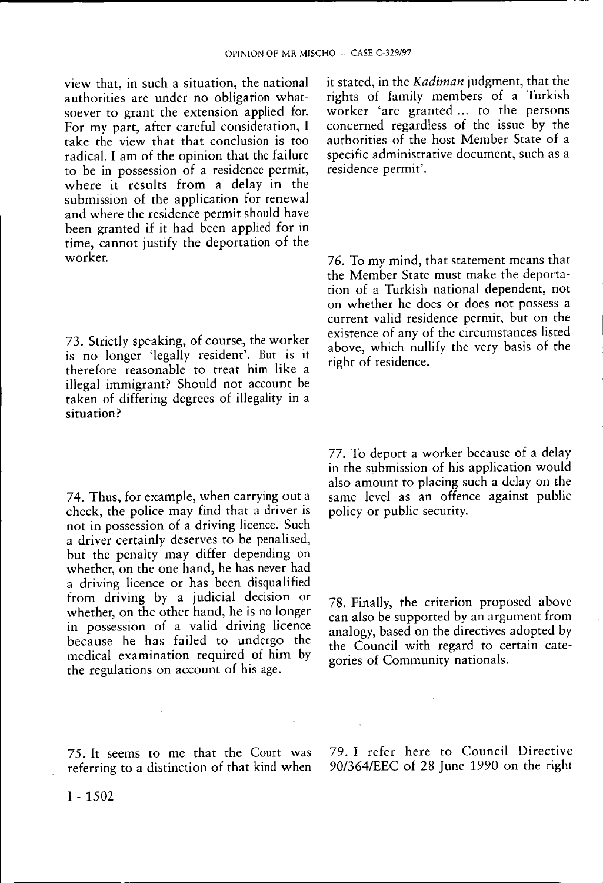view that, in such a situation, the national authorities are under no obligation whatsoever to grant the extension applied for. For my part, after careful consideration, I take the view that that conclusion is too radical. I am of the opinion that the failure to be in possession of a residence permit, where it results from a delay in the submission of the application for renewal and where the residence permit should have been granted if it had been applied for in time, cannot justify the deportation of the worker.

73. Strictly speaking, of course, the worker is no longer 'legally resident'. But is it therefore reasonable to treat him like a illegal immigrant? Should not account be taken of differing degrees of illegality in a situation?

74. Thus, for example, when carrying out a check, the police may find that a driver is not in possession of a driving licence. Such a driver certainly deserves to be penalised, but the penalty may differ depending on whether, on the one hand, he has never had a driving licence or has been disqualified from driving by a judicial decision or whether, on the other hand, he is no longer in possession of a valid driving licence because he has failed to undergo the medical examination required of him by the regulations on account of his age.

75. It seems to me that the Court was referring to a distinction of that kind when it stated, in the *Kadiman* judgment, that the rights of family members of a Turkish worker 'are granted ... to the persons concerned regardless of the issue by the authorities of the host Member State of a specific administrative document, such as a residence permit'.

76. To my mind, that statement means that the Member State must make the deportation of a Turkish national dependent, not on whether he does or does not possess a current valid residence permit, but on the existence of any of the circumstances listed above, which nullify the very basis of the right of residence.

77. To deport a worker because of a delay in the submission of his application would also amount to placing such a delay on the same level as an offence against public policy or public security.

78. Finally, the criterion proposed above can also be supported by an argument from analogy, based on the directives adopted by the Council with regard to certain categories of Community nationals.

79. I refer here to Council Directive 90/364/EEC of 28 June 1990 on the right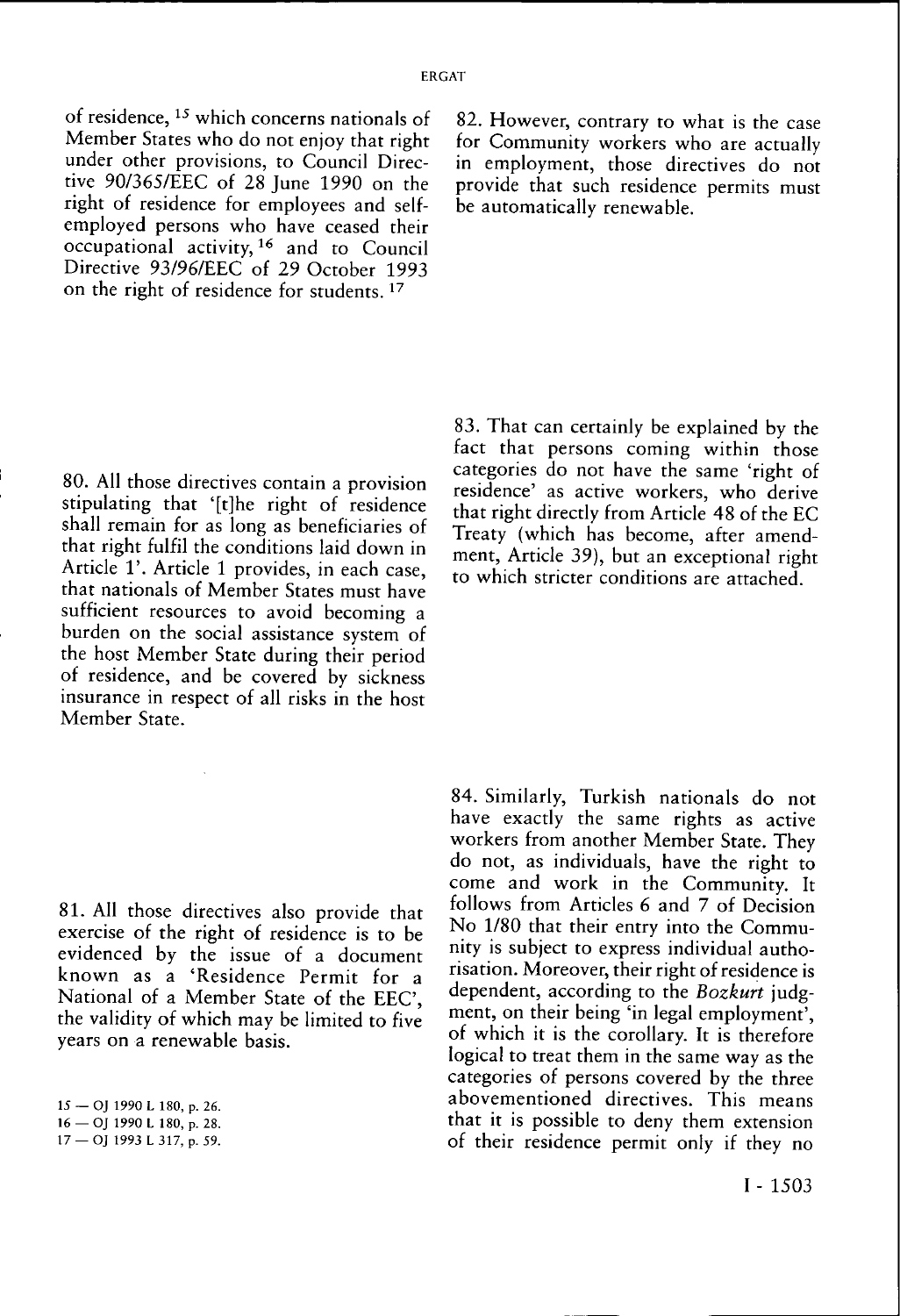of residence, [15] which concerns nationals of Member States who do not enjoy that right under other provisions, to Council Directive 90/365/EEC of 28 June 1990 on the right of residence for employees and self-employed persons who have ceased their occupational activity, [16] and to Council Directive 93/96/EEC of 29 October 1993 on the right of residence for students. [17]

80. All those directives contain a provision stipulating that '[t]he right of residence shall remain for as long as beneficiaries of that right fulfil the conditions laid down in Article 1'. Article 1 provides, in each case, that nationals of Member States must have sufficient resources to avoid becoming a burden on the social assistance system of the host Member State during their period of residence, and be covered by sickness insurance in respect of all risks in the host Member State.

81. All those directives also provide that exercise of the right of residence is to be evidenced by the issue of a document known as a 'Residence Permit for a National of a Member State of the EEC', the validity of which may be limited to five years on a renewable basis.

82. However, contrary to what is the case for Community workers who are actually in employment, those directives do not provide that such residence permits must be automatically renewable.

83. That can certainly be explained by the fact that persons coming within those categories do not have the same 'right of residence' as active workers, who derive that right directly from Article 48 of the EC Treaty (which has become, after amendment, Article 39), but an exceptional right to which stricter conditions are attached.

84. Similarly, Turkish nationals do not have exactly the same rights as active workers from another Member State. They do not, as individuals, have the right to come and work in the Community. It follows from Articles 6 and 7 of Decision No 1/80 that their entry into the Community is subject to express individual authorisation. Moreover, their right of residence is dependent, according to the *Bozkurt* judgment, on their being 'in legal employment', of which it is the corollary. It is therefore logical to treat them in the same way as the categories of persons covered by the three abovementioned directives. This means that it is possible to deny them extension of their residence permit only if they no

15 — OJ 1990 L 180, p. 26.
16 — OJ 1990 L 180, p. 28.
17 — OJ 1993 L 317, p. 59.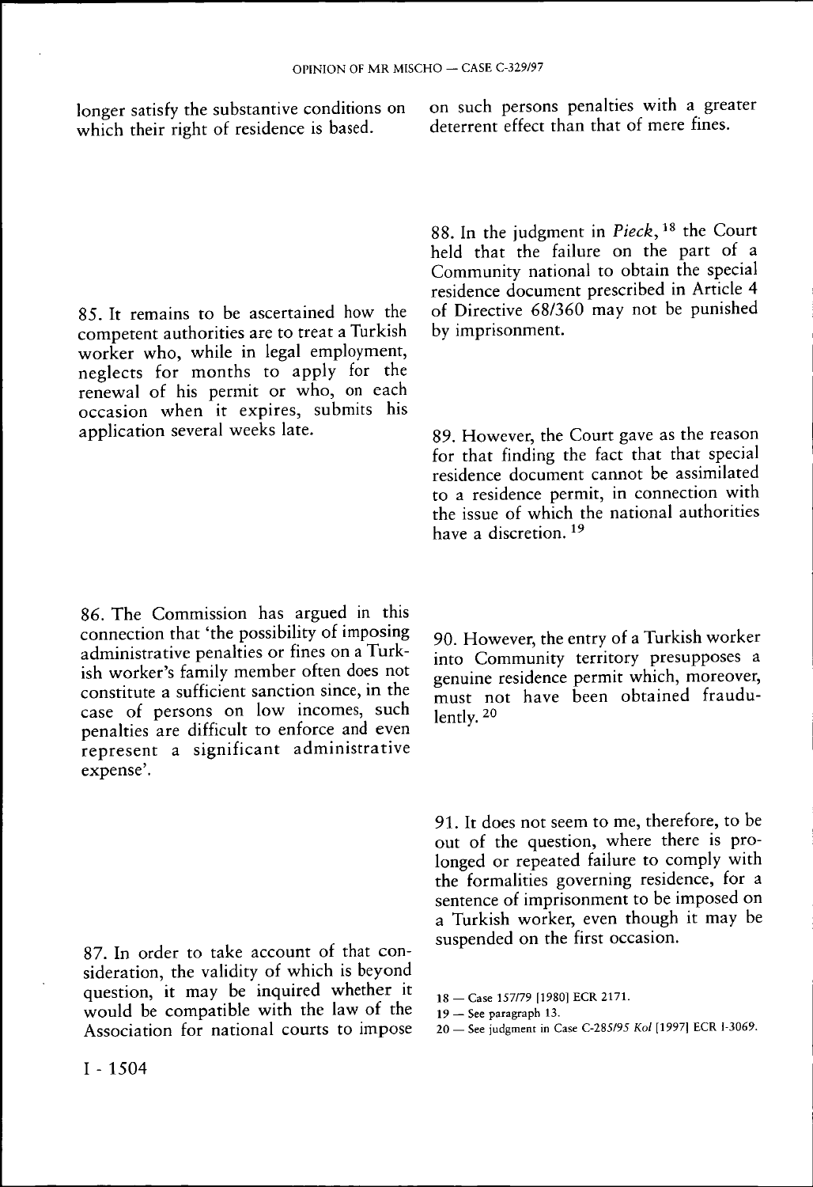longer satisfy the substantive conditions on which their right of residence is based.

85. It remains to be ascertained how the competent authorities are to treat a Turkish worker who, while in legal employment, neglects for months to apply for the renewal of his permit or who, on each occasion when it expires, submits his application several weeks late.

86. The Commission has argued in this connection that 'the possibility of imposing administrative penalties or fines on a Turkish worker's family member often does not constitute a sufficient sanction since, in the case of persons on low incomes, such penalties are difficult to enforce and even represent a significant administrative expense'.

87. In order to take account of that consideration, the validity of which is beyond question, it may be inquired whether it would be compatible with the law of the Association for national courts to impose on such persons penalties with a greater deterrent effect than that of mere fines.

88. In the judgment in *Pieck*, [18] the Court held that the failure on the part of a Community national to obtain the special residence document prescribed in Article 4 of Directive 68/360 may not be punished by imprisonment.

89. However, the Court gave as the reason for that finding the fact that that special residence document cannot be assimilated to a residence permit, in connection with the issue of which the national authorities have a discretion. [19]

90. However, the entry of a Turkish worker into Community territory presupposes a genuine residence permit which, moreover, must not have been obtained fraudulently. [20]

91. It does not seem to me, therefore, to be out of the question, where there is prolonged or repeated failure to comply with the formalities governing residence, for a sentence of imprisonment to be imposed on a Turkish worker, even though it may be suspended on the first occasion.

18 — Case 157/79 [1980] ECR 2171.

19 — See paragraph 13.

20 — See judgment in Case C-285/95 *Kol* [1997] ECR I-3069.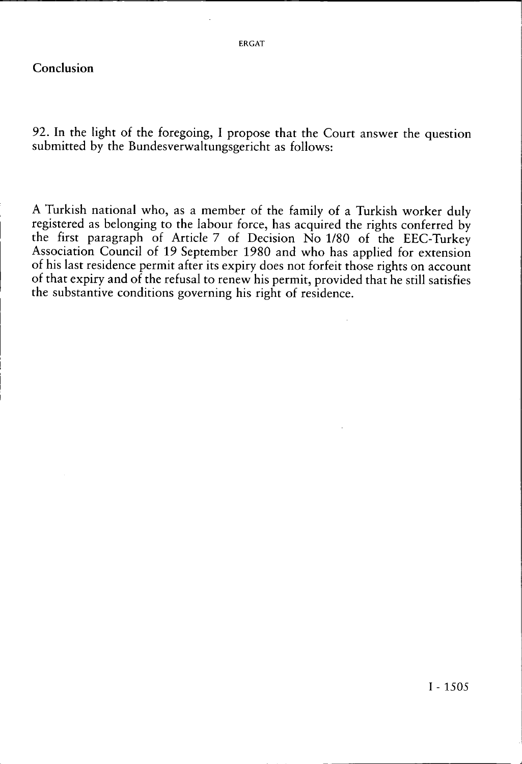## Conclusion

92. In the light of the foregoing, I propose that the Court answer the question submitted by the Bundesverwaltungsgericht as follows:

A Turkish national who, as a member of the family of a Turkish worker duly registered as belonging to the labour force, has acquired the rights conferred by the first paragraph of Article 7 of Decision No 1/80 of the EEC-Turkey Association Council of 19 September 1980 and who has applied for extension of his last residence permit after its expiry does not forfeit those rights on account of that expiry and of the refusal to renew his permit, provided that he still satisfies the substantive conditions governing his right of residence.